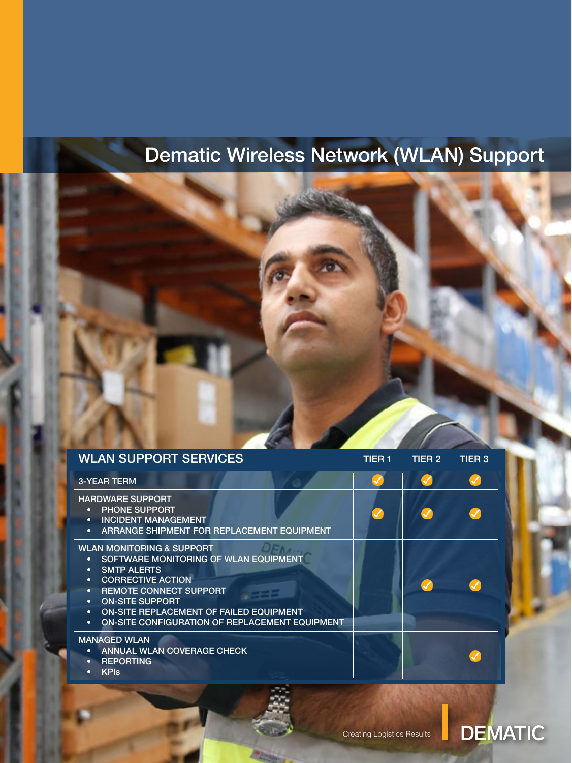# Dematic Wireless Network (WLAN) Support

| WLAN SUPPORT SERVICES | TIER 1 | TIER 2 | TIER 3 |
|---|---|---|---|
| 3-YEAR TERM | ✓ | ✓ | ✓ |
| HARDWARE SUPPORT<br>• PHONE SUPPORT<br>• INCIDENT MANAGEMENT<br>• ARRANGE SHIPMENT FOR REPLACEMENT EQUIPMENT | ✓ | ✓ | ✓ |
| WLAN MONITORING & SUPPORT<br>• SOFTWARE MONITORING OF WLAN EQUIPMENT<br>• SMTP ALERTS<br>• CORRECTIVE ACTION<br>• REMOTE CONNECT SUPPORT<br>• ON-SITE SUPPORT<br>• ON-SITE REPLACEMENT OF FAILED EQUIPMENT<br>• ON-SITE CONFIGURATION OF REPLACEMENT EQUIPMENT | | ✓ | ✓ |
| MANAGED WLAN<br>• ANNUAL WLAN COVERAGE CHECK<br>• REPORTING<br>• KPIs | | | ✓ |

Creating Logistics Results

DEMATIC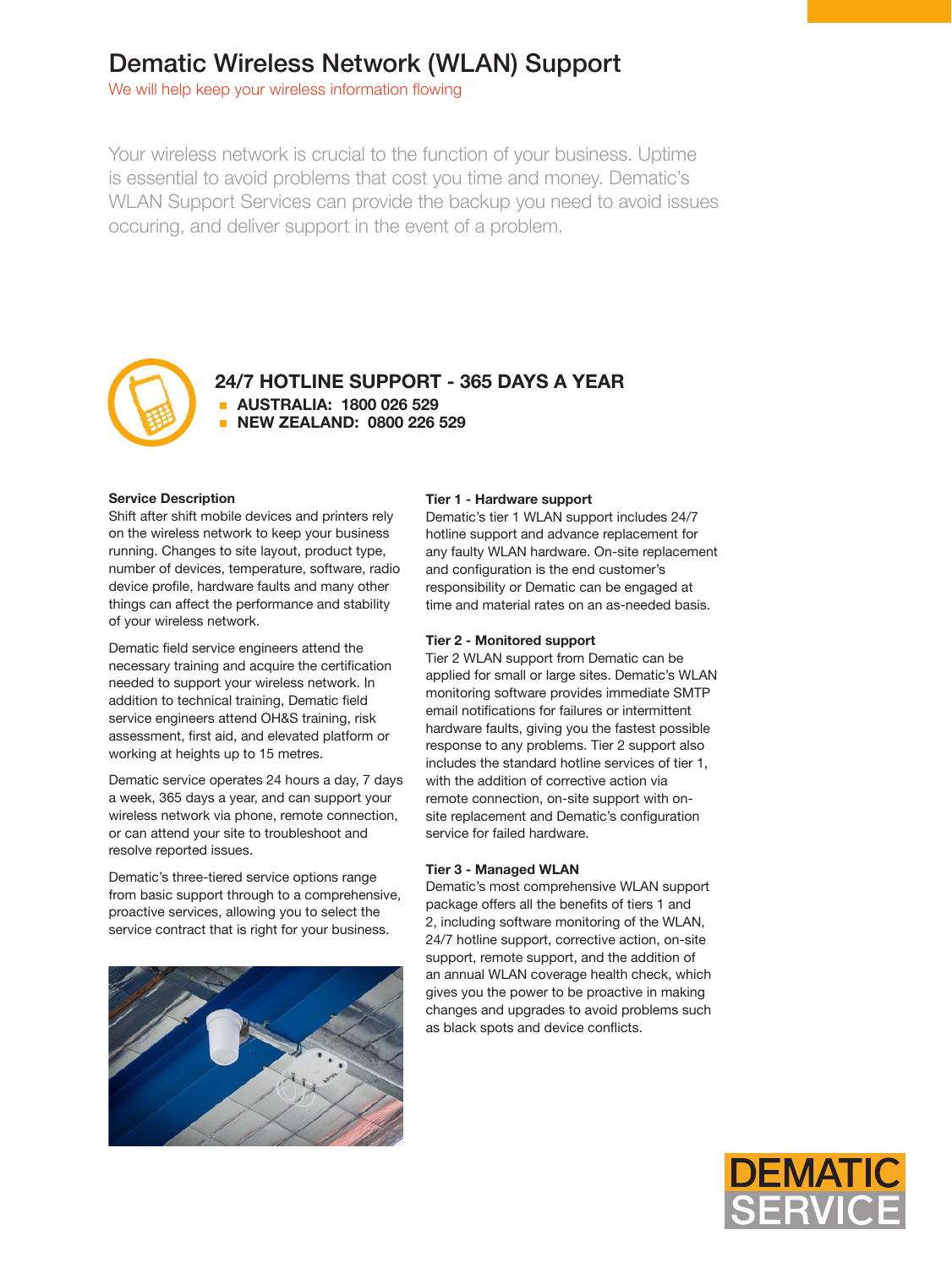# Dematic Wireless Network (WLAN) Support

We will help keep your wireless information flowing

Your wireless network is crucial to the function of your business. Uptime is essential to avoid problems that cost you time and money. Dematic's WLAN Support Services can provide the backup you need to avoid issues occuring, and deliver support in the event of a problem.

## 24/7 HOTLINE SUPPORT - 365 DAYS A YEAR

- **AUSTRALIA: 1800 026 529**
- **NEW ZEALAND: 0800 226 529**

**Service Description**

Shift after shift mobile devices and printers rely on the wireless network to keep your business running. Changes to site layout, product type, number of devices, temperature, software, radio device profile, hardware faults and many other things can affect the performance and stability of your wireless network.

Dematic field service engineers attend the necessary training and acquire the certification needed to support your wireless network. In addition to technical training, Dematic field service engineers attend OH&S training, risk assessment, first aid, and elevated platform or working at heights up to 15 metres.

Dematic service operates 24 hours a day, 7 days a week, 365 days a year, and can support your wireless network via phone, remote connection, or can attend your site to troubleshoot and resolve reported issues.

Dematic's three-tiered service options range from basic support through to a comprehensive, proactive services, allowing you to select the service contract that is right for your business.

**Tier 1 - Hardware support**

Dematic's tier 1 WLAN support includes 24/7 hotline support and advance replacement for any faulty WLAN hardware. On-site replacement and configuration is the end customer's responsibility or Dematic can be engaged at time and material rates on an as-needed basis.

**Tier 2 - Monitored support**

Tier 2 WLAN support from Dematic can be applied for small or large sites. Dematic's WLAN monitoring software provides immediate SMTP email notifications for failures or intermittent hardware faults, giving you the fastest possible response to any problems. Tier 2 support also includes the standard hotline services of tier 1, with the addition of corrective action via remote connection, on-site support with on-site replacement and Dematic's configuration service for failed hardware.

**Tier 3 - Managed WLAN**

Dematic's most comprehensive WLAN support package offers all the benefits of tiers 1 and 2, including software monitoring of the WLAN, 24/7 hotline support, corrective action, on-site support, remote support, and the addition of an annual WLAN coverage health check, which gives you the power to be proactive in making changes and upgrades to avoid problems such as black spots and device conflicts.

DEMATIC SERVICE